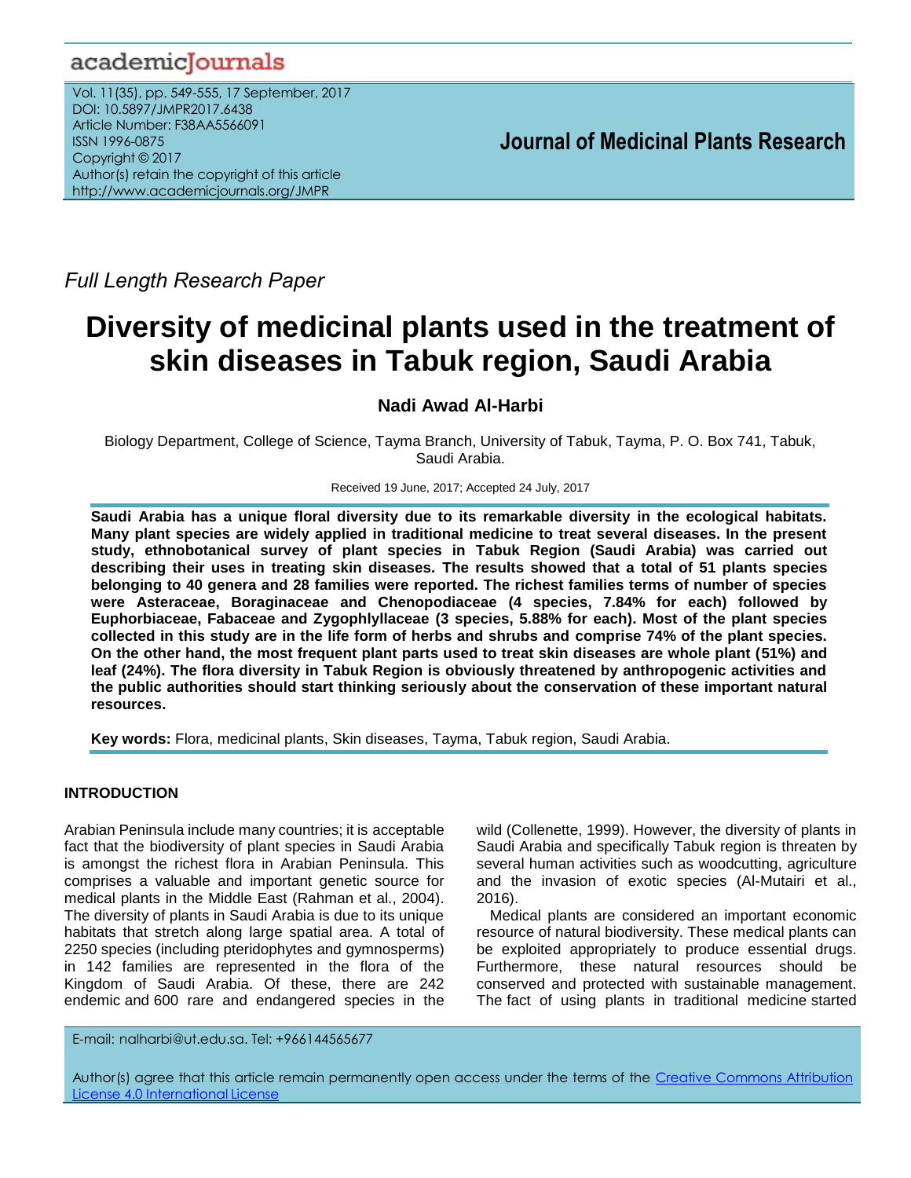Full Length Research Paper

# Diversity of medicinal plants used in the treatment of skin diseases in Tabuk region, Saudi Arabia

**Nadi Awad Al-Harbi**

Biology Department, College of Science, Tayma Branch, University of Tabuk, Tayma, P. O. Box 741, Tabuk, Saudi Arabia.

Received 19 June, 2017; Accepted 24 July, 2017

**Saudi Arabia has a unique floral diversity due to its remarkable diversity in the ecological habitats. Many plant species are widely applied in traditional medicine to treat several diseases. In the present study, ethnobotanical survey of plant species in Tabuk Region (Saudi Arabia) was carried out describing their uses in treating skin diseases. The results showed that a total of 51 plants species belonging to 40 genera and 28 families were reported. The richest families terms of number of species were Asteraceae, Boraginaceae and Chenopodiaceae (4 species, 7.84% for each) followed by Euphorbiaceae, Fabaceae and Zygophlyllaceae (3 species, 5.88% for each). Most of the plant species collected in this study are in the life form of herbs and shrubs and comprise 74% of the plant species. On the other hand, the most frequent plant parts used to treat skin diseases are whole plant (51%) and leaf (24%). The flora diversity in Tabuk Region is obviously threatened by anthropogenic activities and the public authorities should start thinking seriously about the conservation of these important natural resources.**

**Key words:** Flora, medicinal plants, Skin diseases, Tayma, Tabuk region, Saudi Arabia.

## INTRODUCTION

Arabian Peninsula include many countries; it is acceptable fact that the biodiversity of plant species in Saudi Arabia is amongst the richest flora in Arabian Peninsula. This comprises a valuable and important genetic source for medical plants in the Middle East (Rahman et al., 2004). The diversity of plants in Saudi Arabia is due to its unique habitats that stretch along large spatial area. A total of 2250 species (including pteridophytes and gymnosperms) in 142 families are represented in the flora of the Kingdom of Saudi Arabia. Of these, there are 242 endemic and 600 rare and endangered species in the wild (Collenette, 1999). However, the diversity of plants in Saudi Arabia and specifically Tabuk region is threaten by several human activities such as woodcutting, agriculture and the invasion of exotic species (Al-Mutairi et al., 2016).

Medical plants are considered an important economic resource of natural biodiversity. These medical plants can be exploited appropriately to produce essential drugs. Furthermore, these natural resources should be conserved and protected with sustainable management. The fact of using plants in traditional medicine started

E-mail: nalharbi@ut.edu.sa. Tel: +966144565677

Author(s) agree that this article remain permanently open access under the terms of the Creative Commons Attribution License 4.0 International License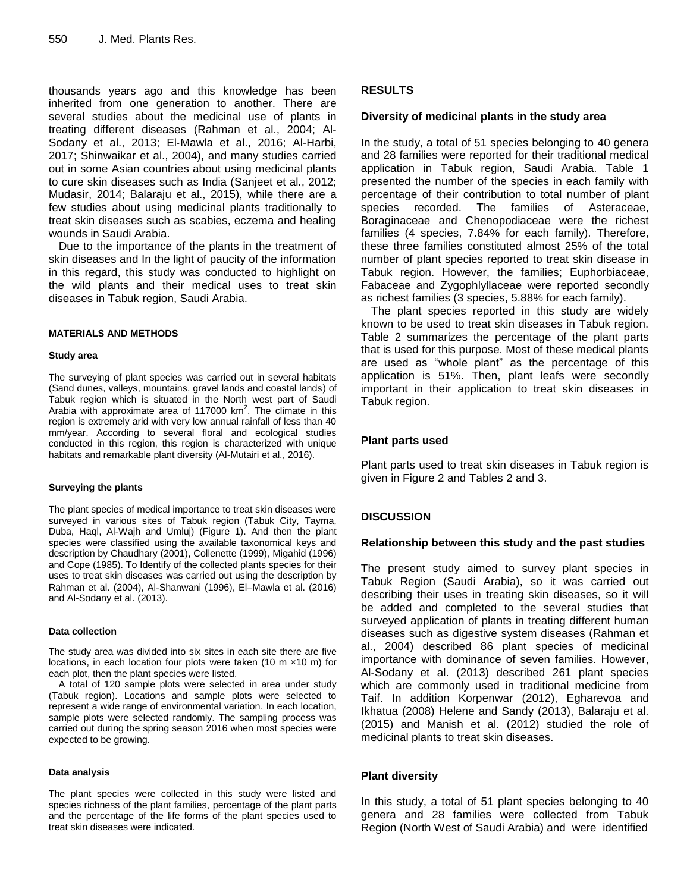thousands years ago and this knowledge has been inherited from one generation to another. There are several studies about the medicinal use of plants in treating different diseases (Rahman et al., 2004; Al-Sodany et al., 2013; El-Mawla et al., 2016; Al-Harbi, 2017; Shinwaikar et al., 2004), and many studies carried out in some Asian countries about using medicinal plants to cure skin diseases such as India (Sanjeet et al., 2012; Mudasir, 2014; Balaraju et al., 2015), while there are a few studies about using medicinal plants traditionally to treat skin diseases such as scabies, eczema and healing wounds in Saudi Arabia.

Due to the importance of the plants in the treatment of skin diseases and In the light of paucity of the information in this regard, this study was conducted to highlight on the wild plants and their medical uses to treat skin diseases in Tabuk region, Saudi Arabia.

## MATERIALS AND METHODS

### Study area

The surveying of plant species was carried out in several habitats (Sand dunes, valleys, mountains, gravel lands and coastal lands) of Tabuk region which is situated in the North west part of Saudi Arabia with approximate area of 117000 km$^2$. The climate in this region is extremely arid with very low annual rainfall of less than 40 mm/year. According to several floral and ecological studies conducted in this region, this region is characterized with unique habitats and remarkable plant diversity (Al-Mutairi et al., 2016).

### Surveying the plants

The plant species of medical importance to treat skin diseases were surveyed in various sites of Tabuk region (Tabuk City, Tayma, Duba, Haql, Al-Wajh and Umluj) (Figure 1). And then the plant species were classified using the available taxonomical keys and description by Chaudhary (2001), Collenette (1999), Migahid (1996) and Cope (1985). To Identify of the collected plants species for their uses to treat skin diseases was carried out using the description by Rahman et al. (2004), Al-Shanwani (1996), El–Mawla et al. (2016) and Al-Sodany et al. (2013).

### Data collection

The study area was divided into six sites in each site there are five locations, in each location four plots were taken (10 m ×10 m) for each plot, then the plant species were listed.

A total of 120 sample plots were selected in area under study (Tabuk region). Locations and sample plots were selected to represent a wide range of environmental variation. In each location, sample plots were selected randomly. The sampling process was carried out during the spring season 2016 when most species were expected to be growing.

### Data analysis

The plant species were collected in this study were listed and species richness of the plant families, percentage of the plant parts and the percentage of the life forms of the plant species used to treat skin diseases were indicated.

## RESULTS

### Diversity of medicinal plants in the study area

In the study, a total of 51 species belonging to 40 genera and 28 families were reported for their traditional medical application in Tabuk region, Saudi Arabia. Table 1 presented the number of the species in each family with percentage of their contribution to total number of plant species recorded. The families of Asteraceae, Boraginaceae and Chenopodiaceae were the richest families (4 species, 7.84% for each family). Therefore, these three families constituted almost 25% of the total number of plant species reported to treat skin disease in Tabuk region. However, the families; Euphorbiaceae, Fabaceae and Zygophlyllaceae were reported secondly as richest families (3 species, 5.88% for each family).

The plant species reported in this study are widely known to be used to treat skin diseases in Tabuk region. Table 2 summarizes the percentage of the plant parts that is used for this purpose. Most of these medical plants are used as "whole plant" as the percentage of this application is 51%. Then, plant leafs were secondly important in their application to treat skin diseases in Tabuk region.

### Plant parts used

Plant parts used to treat skin diseases in Tabuk region is given in Figure 2 and Tables 2 and 3.

## DISCUSSION

### Relationship between this study and the past studies

The present study aimed to survey plant species in Tabuk Region (Saudi Arabia), so it was carried out describing their uses in treating skin diseases, so it will be added and completed to the several studies that surveyed application of plants in treating different human diseases such as digestive system diseases (Rahman et al., 2004) described 86 plant species of medicinal importance with dominance of seven families. However, Al-Sodany et al. (2013) described 261 plant species which are commonly used in traditional medicine from Taif. In addition Korpenwar (2012), Egharevoa and Ikhatua (2008) Helene and Sandy (2013), Balaraju et al. (2015) and Manish et al. (2012) studied the role of medicinal plants to treat skin diseases.

### Plant diversity

In this study, a total of 51 plant species belonging to 40 genera and 28 families were collected from Tabuk Region (North West of Saudi Arabia) and were identified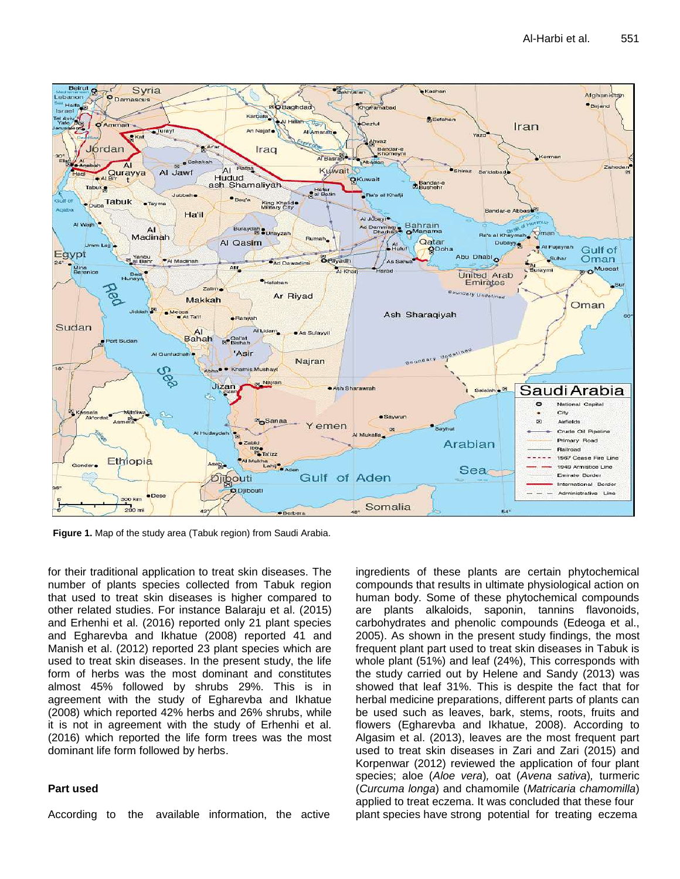Figure 1. Map of the study area (Tabuk region) from Saudi Arabia.

for their traditional application to treat skin diseases. The number of plants species collected from Tabuk region that used to treat skin diseases is higher compared to other related studies. For instance Balaraju et al. (2015) and Erhenhi et al. (2016) reported only 21 plant species and Egharevba and Ikhatue (2008) reported 41 and Manish et al. (2012) reported 23 plant species which are used to treat skin diseases. In the present study, the life form of herbs was the most dominant and constitutes almost 45% followed by shrubs 29%. This is in agreement with the study of Egharevba and Ikhatue (2008) which reported 42% herbs and 26% shrubs, while it is not in agreement with the study of Erhenhi et al. (2016) which reported the life form trees was the most dominant life form followed by herbs.

**Part used**

According to the available information, the active ingredients of these plants are certain phytochemical compounds that results in ultimate physiological action on human body. Some of these phytochemical compounds are plants alkaloids, saponin, tannins flavonoids, carbohydrates and phenolic compounds (Edeoga et al., 2005). As shown in the present study findings, the most frequent plant part used to treat skin diseases in Tabuk is whole plant (51%) and leaf (24%), This corresponds with the study carried out by Helene and Sandy (2013) was showed that leaf 31%. This is despite the fact that for herbal medicine preparations, different parts of plants can be used such as leaves, bark, stems, roots, fruits and flowers (Egharevba and Ikhatue, 2008). According to Algasim et al. (2013), leaves are the most frequent part used to treat skin diseases in Zari and Zari (2015) and Korpenwar (2012) reviewed the application of four plant species; aloe (*Aloe vera*), oat (*Avena sativa*), turmeric (*Curcuma longa*) and chamomile (*Matricaria chamomilla*) applied to treat eczema. It was concluded that these four plant species have strong potential for treating eczema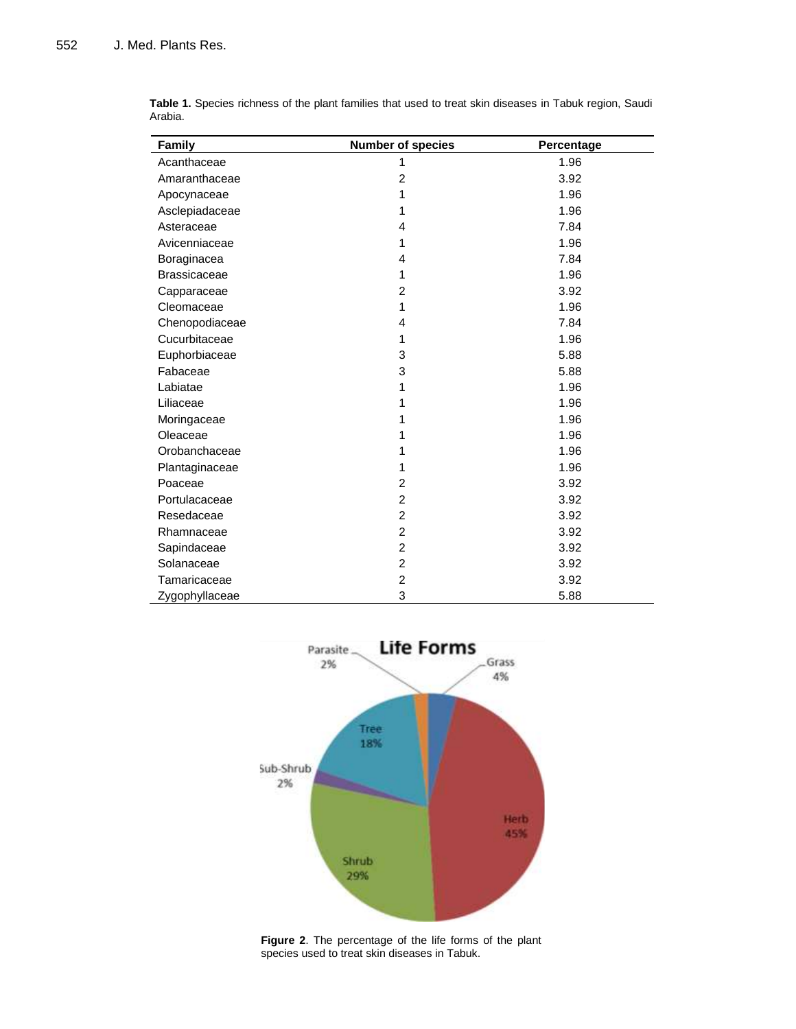**Table 1.** Species richness of the plant families that used to treat skin diseases in Tabuk region, Saudi Arabia.

| Family | Number of species | Percentage |
|---|---|---|
| Acanthaceae | 1 | 1.96 |
| Amaranthaceae | 2 | 3.92 |
| Apocynaceae | 1 | 1.96 |
| Asclepiadaceae | 1 | 1.96 |
| Asteraceae | 4 | 7.84 |
| Avicenniaceae | 1 | 1.96 |
| Boraginacea | 4 | 7.84 |
| Brassicaceae | 1 | 1.96 |
| Capparaceae | 2 | 3.92 |
| Cleomaceae | 1 | 1.96 |
| Chenopodiaceae | 4 | 7.84 |
| Cucurbitaceae | 1 | 1.96 |
| Euphorbiaceae | 3 | 5.88 |
| Fabaceae | 3 | 5.88 |
| Labiatae | 1 | 1.96 |
| Liliaceae | 1 | 1.96 |
| Moringaceae | 1 | 1.96 |
| Oleaceae | 1 | 1.96 |
| Orobanchaceae | 1 | 1.96 |
| Plantaginaceae | 1 | 1.96 |
| Poaceae | 2 | 3.92 |
| Portulacaceae | 2 | 3.92 |
| Resedaceae | 2 | 3.92 |
| Rhamnaceae | 2 | 3.92 |
| Sapindaceae | 2 | 3.92 |
| Solanaceae | 2 | 3.92 |
| Tamaricaceae | 2 | 3.92 |
| Zygophyllaceae | 3 | 5.88 |

**Figure 2**. The percentage of the life forms of the plant species used to treat skin diseases in Tabuk.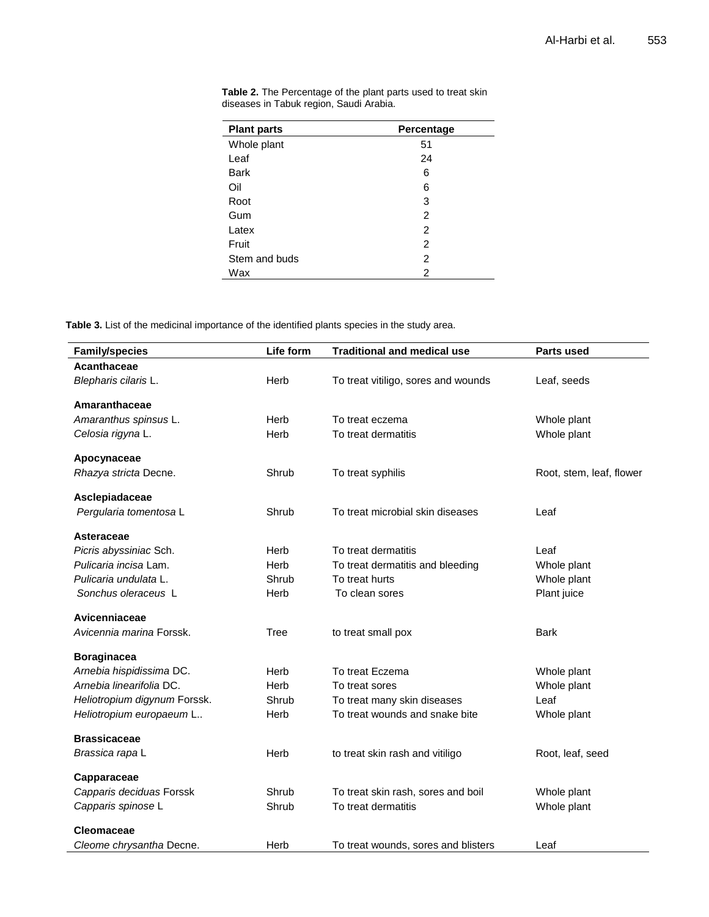**Table 2.** The Percentage of the plant parts used to treat skin diseases in Tabuk region, Saudi Arabia.

| Plant parts | Percentage |
|---|---|
| Whole plant | 51 |
| Leaf | 24 |
| Bark | 6 |
| Oil | 6 |
| Root | 3 |
| Gum | 2 |
| Latex | 2 |
| Fruit | 2 |
| Stem and buds | 2 |
| Wax | 2 |

**Table 3.** List of the medicinal importance of the identified plants species in the study area.

| Family/species | Life form | Traditional and medical use | Parts used |
|---|---|---|---|
| **Acanthaceae** | | | |
| *Blepharis cilaris* L. | Herb | To treat vitiligo, sores and wounds | Leaf, seeds |
| **Amaranthaceae** | | | |
| *Amaranthus spinsus* L. | Herb | To treat eczema | Whole plant |
| *Celosia rigyna* L. | Herb | To treat dermatitis | Whole plant |
| **Apocynaceae** | | | |
| *Rhazya stricta* Decne. | Shrub | To treat syphilis | Root, stem, leaf, flower |
| **Asclepiadaceae** | | | |
| *Pergularia tomentosa* L | Shrub | To treat microbial skin diseases | Leaf |
| **Asteraceae** | | | |
| *Picris abyssiniac* Sch. | Herb | To treat dermatitis | Leaf |
| *Pulicaria incisa* Lam. | Herb | To treat dermatitis and bleeding | Whole plant |
| *Pulicaria undulata* L. | Shrub | To treat hurts | Whole plant |
| *Sonchus oleraceus* L | Herb | To clean sores | Plant juice |
| **Avicenniaceae** | | | |
| *Avicennia marina* Forssk. | Tree | to treat small pox | Bark |
| **Boraginacea** | | | |
| *Arnebia hispidissima* DC. | Herb | To treat Eczema | Whole plant |
| *Arnebia linearifolia* DC. | Herb | To treat sores | Whole plant |
| *Heliotropium digynum* Forssk. | Shrub | To treat many skin diseases | Leaf |
| *Heliotropium europaeum* L.. | Herb | To treat wounds and snake bite | Whole plant |
| **Brassicaceae** | | | |
| *Brassica rapa* L | Herb | to treat skin rash and vitiligo | Root, leaf, seed |
| **Capparaceae** | | | |
| *Capparis deciduas* Forssk | Shrub | To treat skin rash, sores and boil | Whole plant |
| *Capparis spinose* L | Shrub | To treat dermatitis | Whole plant |
| **Cleomaceae** | | | |
| *Cleome chrysantha* Decne. | Herb | To treat wounds, sores and blisters | Leaf |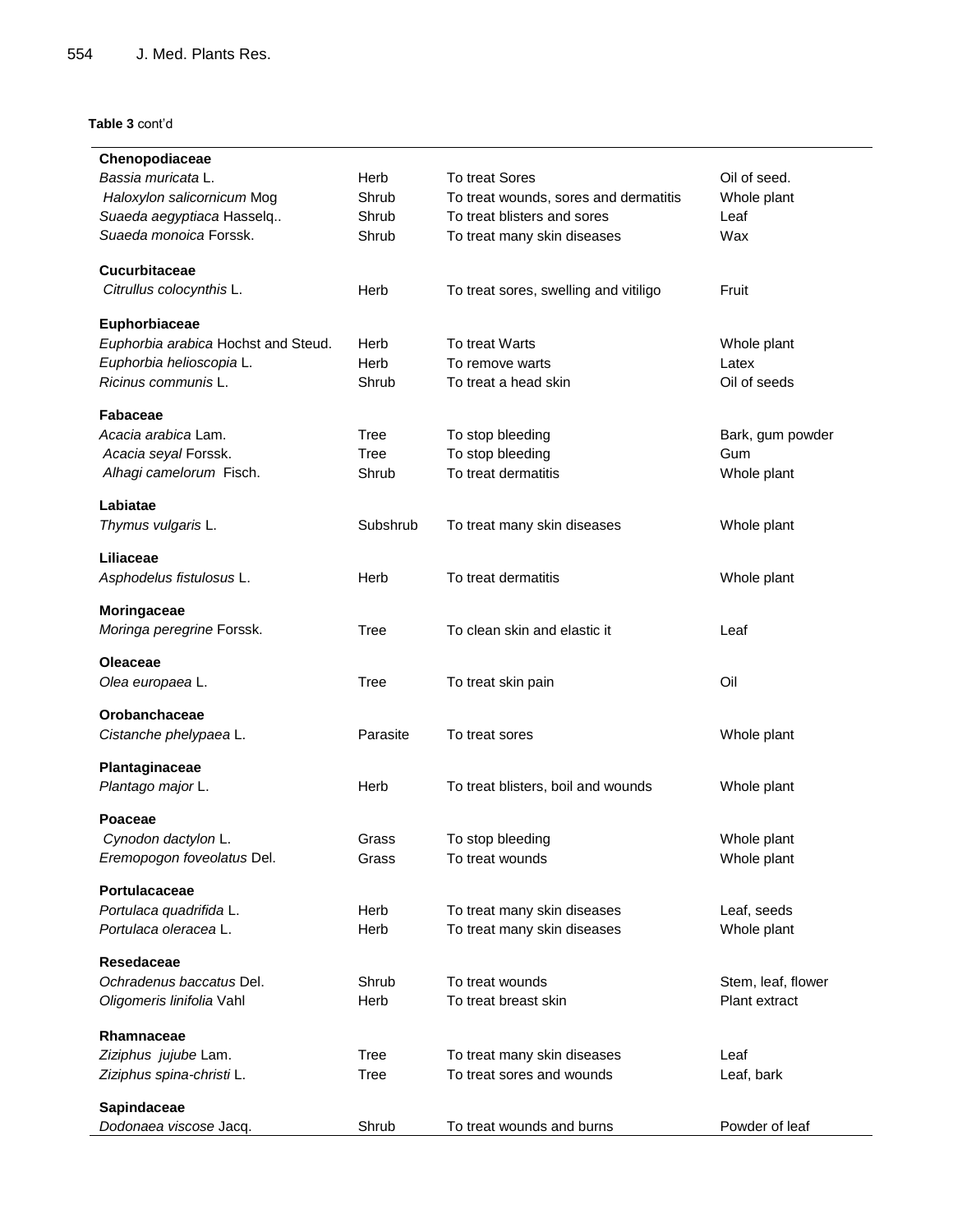**Table 3** cont'd

| | | | |
|---|---|---|---|
| **Chenopodiaceae** | | | |
| *Bassia muricata* L. | Herb | To treat Sores | Oil of seed. |
| *Haloxylon salicornicum* Mog | Shrub | To treat wounds, sores and dermatitis | Whole plant |
| *Suaeda aegyptiaca* Hasselq.. | Shrub | To treat blisters and sores | Leaf |
| *Suaeda monoica* Forssk. | Shrub | To treat many skin diseases | Wax |
| **Cucurbitaceae** | | | |
| *Citrullus colocynthis* L. | Herb | To treat sores, swelling and vitiligo | Fruit |
| **Euphorbiaceae** | | | |
| *Euphorbia arabica* Hochst and Steud. | Herb | To treat Warts | Whole plant |
| *Euphorbia helioscopia* L. | Herb | To remove warts | Latex |
| *Ricinus communis* L. | Shrub | To treat a head skin | Oil of seeds |
| **Fabaceae** | | | |
| *Acacia arabica* Lam. | Tree | To stop bleeding | Bark, gum powder |
| *Acacia seyal* Forssk. | Tree | To stop bleeding | Gum |
| *Alhagi camelorum* Fisch. | Shrub | To treat dermatitis | Whole plant |
| **Labiatae** | | | |
| *Thymus vulgaris* L. | Subshrub | To treat many skin diseases | Whole plant |
| **Liliaceae** | | | |
| *Asphodelus fistulosus* L. | Herb | To treat dermatitis | Whole plant |
| **Moringaceae** | | | |
| *Moringa peregrine* Forssk. | Tree | To clean skin and elastic it | Leaf |
| **Oleaceae** | | | |
| *Olea europaea* L. | Tree | To treat skin pain | Oil |
| **Orobanchaceae** | | | |
| *Cistanche phelypaea* L. | Parasite | To treat sores | Whole plant |
| **Plantaginaceae** | | | |
| *Plantago major* L. | Herb | To treat blisters, boil and wounds | Whole plant |
| **Poaceae** | | | |
| *Cynodon dactylon* L. | Grass | To stop bleeding | Whole plant |
| *Eremopogon foveolatus* Del. | Grass | To treat wounds | Whole plant |
| **Portulacaceae** | | | |
| *Portulaca quadrifida* L. | Herb | To treat many skin diseases | Leaf, seeds |
| *Portulaca oleracea* L. | Herb | To treat many skin diseases | Whole plant |
| **Resedaceae** | | | |
| *Ochradenus baccatus* Del. | Shrub | To treat wounds | Stem, leaf, flower |
| *Oligomeris linifolia* Vahl | Herb | To treat breast skin | Plant extract |
| **Rhamnaceae** | | | |
| *Ziziphus jujube* Lam. | Tree | To treat many skin diseases | Leaf |
| *Ziziphus spina-christi* L. | Tree | To treat sores and wounds | Leaf, bark |
| **Sapindaceae** | | | |
| *Dodonaea viscose* Jacq. | Shrub | To treat wounds and burns | Powder of leaf |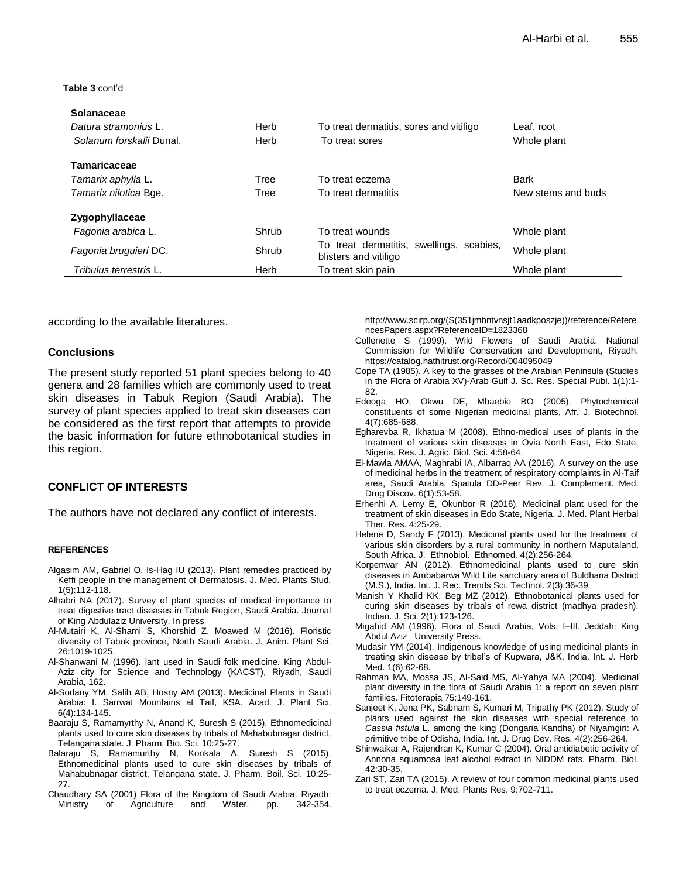**Table 3** cont'd

| | | | |
|---|---|---|---|
| **Solanaceae** | | | |
| *Datura stramonius* L. | Herb | To treat dermatitis, sores and vitiligo | Leaf, root |
| *Solanum forskalii* Dunal. | Herb | To treat sores | Whole plant |
| **Tamaricaceae** | | | |
| *Tamarix aphylla* L. | Tree | To treat eczema | Bark |
| *Tamarix nilotica* Bge. | Tree | To treat dermatitis | New stems and buds |
| **Zygophyllaceae** | | | |
| *Fagonia arabica* L. | Shrub | To treat wounds | Whole plant |
| *Fagonia bruguieri* DC. | Shrub | To treat dermatitis, swellings, scabies, blisters and vitiligo | Whole plant |
| *Tribulus terrestris* L. | Herb | To treat skin pain | Whole plant |

according to the available literatures.

## Conclusions

The present study reported 51 plant species belong to 40 genera and 28 families which are commonly used to treat skin diseases in Tabuk Region (Saudi Arabia). The survey of plant species applied to treat skin diseases can be considered as the first report that attempts to provide the basic information for future ethnobotanical studies in this region.

## CONFLICT OF INTERESTS

The authors have not declared any conflict of interests.

## REFERENCES

Algasim AM, Gabriel O, Is-Hag IU (2013). Plant remedies practiced by Keffi people in the management of Dermatosis. J. Med. Plants Stud. 1(5):112-118.

Alhabri NA (2017). Survey of plant species of medical importance to treat digestive tract diseases in Tabuk Region, Saudi Arabia. Journal of King Abdulaziz University. In press

Al-Mutairi K, Al-Shami S, Khorshid Z, Moawed M (2016). Floristic diversity of Tabuk province, North Saudi Arabia. J. Anim. Plant Sci. 26:1019-1025.

Al-Shanwani M (1996). lant used in Saudi folk medicine. King Abdul-Aziz city for Science and Technology (KACST), Riyadh, Saudi Arabia, 162.

Al-Sodany YM, Salih AB, Hosny AM (2013). Medicinal Plants in Saudi Arabia: I. Sarrwat Mountains at Taif, KSA. Acad. J. Plant Sci. 6(4):134-145.

Baaraju S, Ramamyrthy N, Anand K, Suresh S (2015). Ethnomedicinal plants used to cure skin diseases by tribals of Mahabubnagar district, Telangana state. J. Pharm. Bio. Sci. 10:25-27.

Balaraju S, Ramamurthy N, Konkala A, Suresh S (2015). Ethnomedicinal plants used to cure skin diseases by tribals of Mahabubnagar district, Telangana state. J. Pharm. Boil. Sci. 10:25-27.

Chaudhary SA (2001) Flora of the Kingdom of Saudi Arabia. Riyadh: Ministry of Agriculture and Water. pp. 342-354. http://www.scirp.org/(S(351jmbntvnsjt1aadkposzje))/reference/ReferencesPapers.aspx?ReferenceID=1823368

Collenette S (1999). Wild Flowers of Saudi Arabia. National Commission for Wildlife Conservation and Development, Riyadh. https://catalog.hathitrust.org/Record/004095049

Cope TA (1985). A key to the grasses of the Arabian Peninsula (Studies in the Flora of Arabia XV)-Arab Gulf J. Sc. Res. Special Publ. 1(1):1-82.

Edeoga HO, Okwu DE, Mbaebie BO (2005). Phytochemical constituents of some Nigerian medicinal plants, Afr. J. Biotechnol. 4(7):685-688.

Egharevba R, Ikhatua M (2008). Ethno-medical uses of plants in the treatment of various skin diseases in Ovia North East, Edo State, Nigeria. Res. J. Agric. Biol. Sci. 4:58-64.

El-Mawla AMAA, Maghrabi IA, Albarraq AA (2016). A survey on the use of medicinal herbs in the treatment of respiratory complaints in Al-Taif area, Saudi Arabia. Spatula DD-Peer Rev. J. Complement. Med. Drug Discov. 6(1):53-58.

Erhenhi A, Lemy E, Okunbor R (2016). Medicinal plant used for the treatment of skin diseases in Edo State, Nigeria. J. Med. Plant Herbal Ther. Res. 4:25-29.

Helene D, Sandy F (2013). Medicinal plants used for the treatment of various skin disorders by a rural community in northern Maputaland, South Africa. J. Ethnobiol. Ethnomed. 4(2):256-264.

Korpenwar AN (2012). Ethnomedicinal plants used to cure skin diseases in Ambabarwa Wild Life sanctuary area of Buldhana District (M.S.), India. Int. J. Rec. Trends Sci. Technol. 2(3):36-39.

Manish Y Khalid KK, Beg MZ (2012). Ethnobotanical plants used for curing skin diseases by tribals of rewa district (madhya pradesh). Indian. J. Sci. 2(1):123-126.

Migahid AM (1996). Flora of Saudi Arabia, Vols. I–III. Jeddah: King Abdul Aziz University Press.

Mudasir YM (2014). Indigenous knowledge of using medicinal plants in treating skin disease by tribal's of Kupwara, J&K, India. Int. J. Herb Med. 1(6):62-68.

Rahman MA, Mossa JS, Al-Said MS, Al-Yahya MA (2004). Medicinal plant diversity in the flora of Saudi Arabia 1: a report on seven plant families. Fitoterapia 75:149-161.

Sanjeet K, Jena PK, Sabnam S, Kumari M, Tripathy PK (2012). Study of plants used against the skin diseases with special reference to *Cassia fistula* L. among the king (Dongaria Kandha) of Niyamgiri: A primitive tribe of Odisha, India. Int. J. Drug Dev. Res. 4(2):256-264.

Shinwaikar A, Rajendran K, Kumar C (2004). Oral antidiabetic activity of Annona squamosa leaf alcohol extract in NIDDM rats. Pharm. Biol. 42:30-35.

Zari ST, Zari TA (2015). A review of four common medicinal plants used to treat eczema. J. Med. Plants Res. 9:702-711.